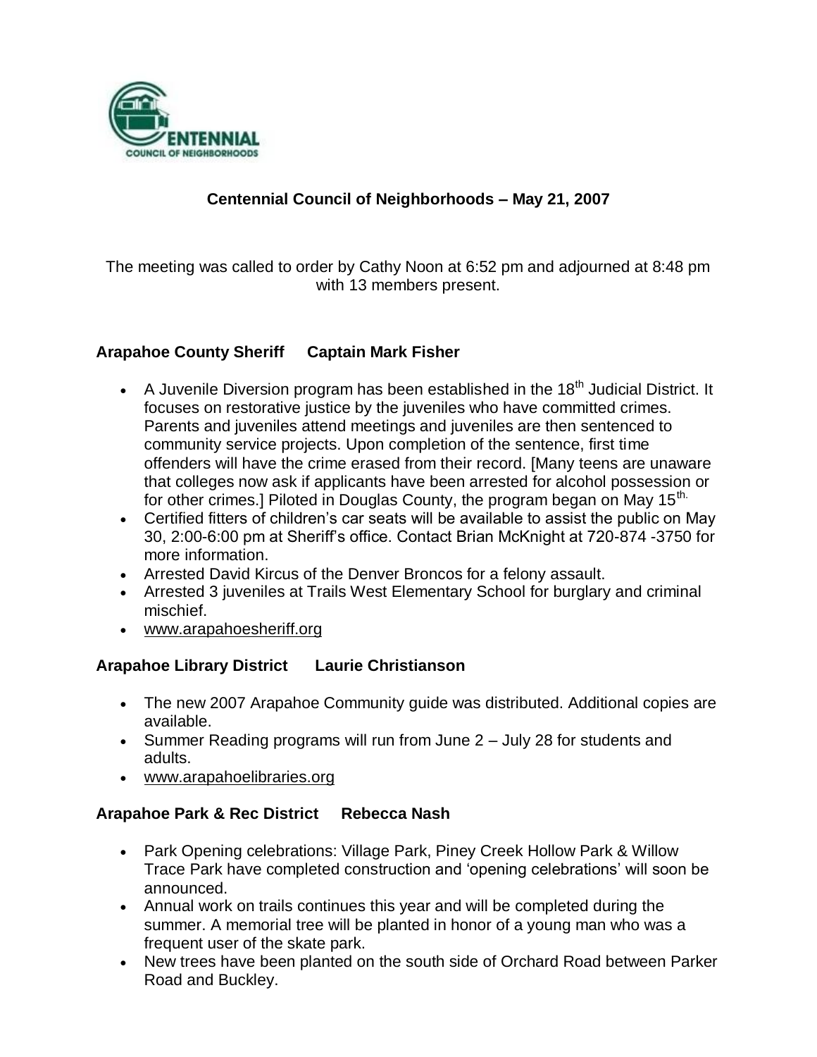# Centennial Council of Neighborhoods – May 21, 2007

The meeting was called to order by Cathy Noon at 6:52 pm and adjourned at 8:48 pm with 13 members present.

### Arapahoe County Sheriff   Captain Mark Fisher

- A Juvenile Diversion program has been established in the 18th Judicial District. It focuses on restorative justice by the juveniles who have committed crimes. Parents and juveniles attend meetings and juveniles are then sentenced to community service projects. Upon completion of the sentence, first time offenders will have the crime erased from their record. [Many teens are unaware that colleges now ask if applicants have been arrested for alcohol possession or for other crimes.] Piloted in Douglas County, the program began on May 15th.
- Certified fitters of children's car seats will be available to assist the public on May 30, 2:00-6:00 pm at Sheriff's office. Contact Brian McKnight at 720-874 -3750 for more information.
- Arrested David Kircus of the Denver Broncos for a felony assault.
- Arrested 3 juveniles at Trails West Elementary School for burglary and criminal mischief.
- www.arapahoesheriff.org

### Arapahoe Library District   Laurie Christianson

- The new 2007 Arapahoe Community guide was distributed. Additional copies are available.
- Summer Reading programs will run from June 2 – July 28 for students and adults.
- www.arapahoelibraries.org

### Arapahoe Park & Rec District   Rebecca Nash

- Park Opening celebrations: Village Park, Piney Creek Hollow Park & Willow Trace Park have completed construction and 'opening celebrations' will soon be announced.
- Annual work on trails continues this year and will be completed during the summer. A memorial tree will be planted in honor of a young man who was a frequent user of the skate park.
- New trees have been planted on the south side of Orchard Road between Parker Road and Buckley.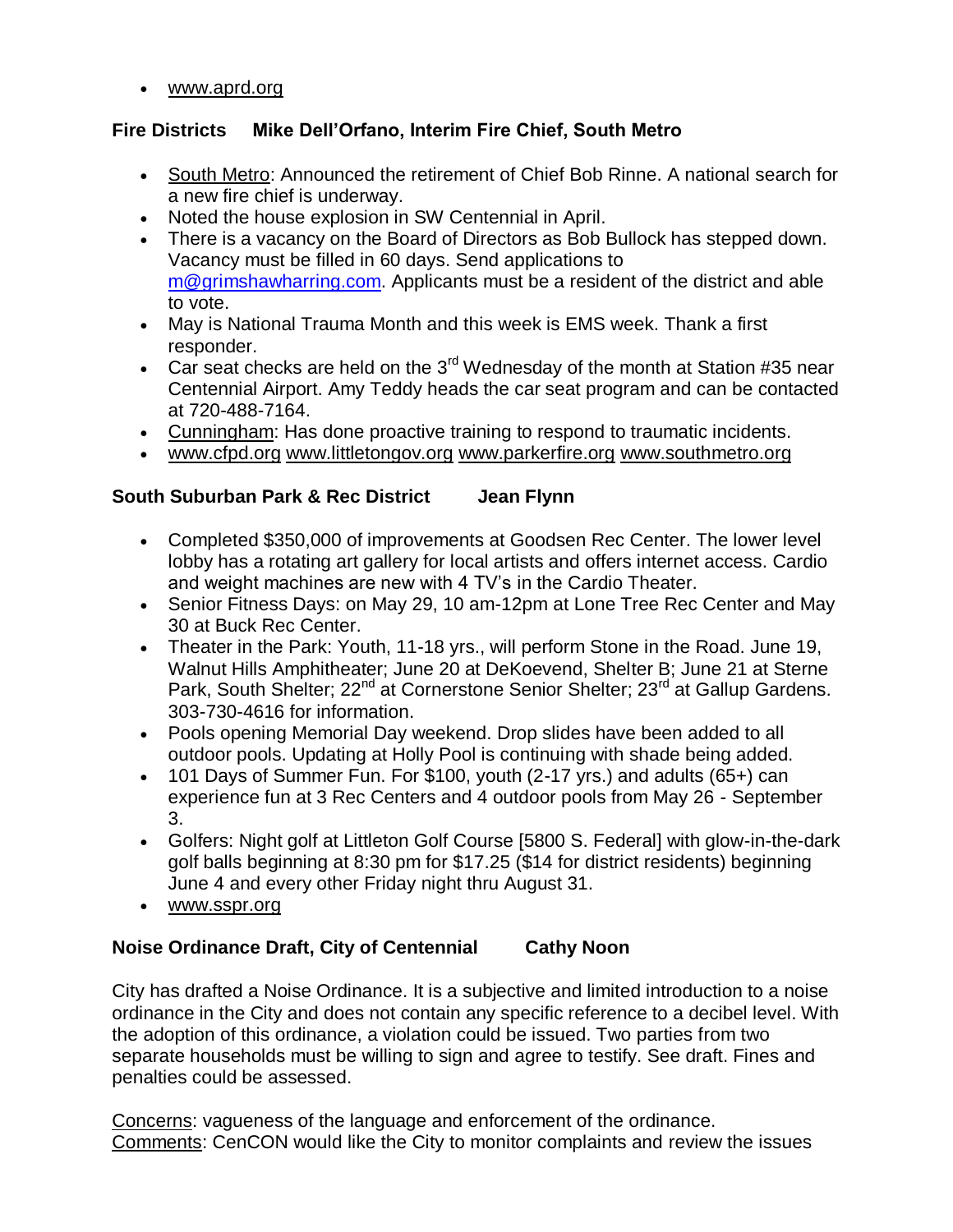- www.aprd.org

**Fire Districts Mike Dell'Orfano, Interim Fire Chief, South Metro**

- South Metro: Announced the retirement of Chief Bob Rinne. A national search for a new fire chief is underway.
- Noted the house explosion in SW Centennial in April.
- There is a vacancy on the Board of Directors as Bob Bullock has stepped down. Vacancy must be filled in 60 days. Send applications to m@grimshawharring.com. Applicants must be a resident of the district and able to vote.
- May is National Trauma Month and this week is EMS week. Thank a first responder.
- Car seat checks are held on the 3rd Wednesday of the month at Station #35 near Centennial Airport. Amy Teddy heads the car seat program and can be contacted at 720-488-7164.
- Cunningham: Has done proactive training to respond to traumatic incidents.
- www.cfpd.org www.littletongov.org www.parkerfire.org www.southmetro.org

**South Suburban Park & Rec District Jean Flynn**

- Completed $350,000 of improvements at Goodsen Rec Center. The lower level lobby has a rotating art gallery for local artists and offers internet access. Cardio and weight machines are new with 4 TV's in the Cardio Theater.
- Senior Fitness Days: on May 29, 10 am-12pm at Lone Tree Rec Center and May 30 at Buck Rec Center.
- Theater in the Park: Youth, 11-18 yrs., will perform Stone in the Road. June 19, Walnut Hills Amphitheater; June 20 at DeKoevend, Shelter B; June 21 at Sterne Park, South Shelter; 22nd at Cornerstone Senior Shelter; 23rd at Gallup Gardens. 303-730-4616 for information.
- Pools opening Memorial Day weekend. Drop slides have been added to all outdoor pools. Updating at Holly Pool is continuing with shade being added.
- 101 Days of Summer Fun. For $100, youth (2-17 yrs.) and adults (65+) can experience fun at 3 Rec Centers and 4 outdoor pools from May 26 - September 3.
- Golfers: Night golf at Littleton Golf Course [5800 S. Federal] with glow-in-the-dark golf balls beginning at 8:30 pm for $17.25 ($14 for district residents) beginning June 4 and every other Friday night thru August 31.
- www.sspr.org

**Noise Ordinance Draft, City of Centennial Cathy Noon**

City has drafted a Noise Ordinance. It is a subjective and limited introduction to a noise ordinance in the City and does not contain any specific reference to a decibel level. With the adoption of this ordinance, a violation could be issued. Two parties from two separate households must be willing to sign and agree to testify. See draft. Fines and penalties could be assessed.

Concerns: vagueness of the language and enforcement of the ordinance.
Comments: CenCON would like the City to monitor complaints and review the issues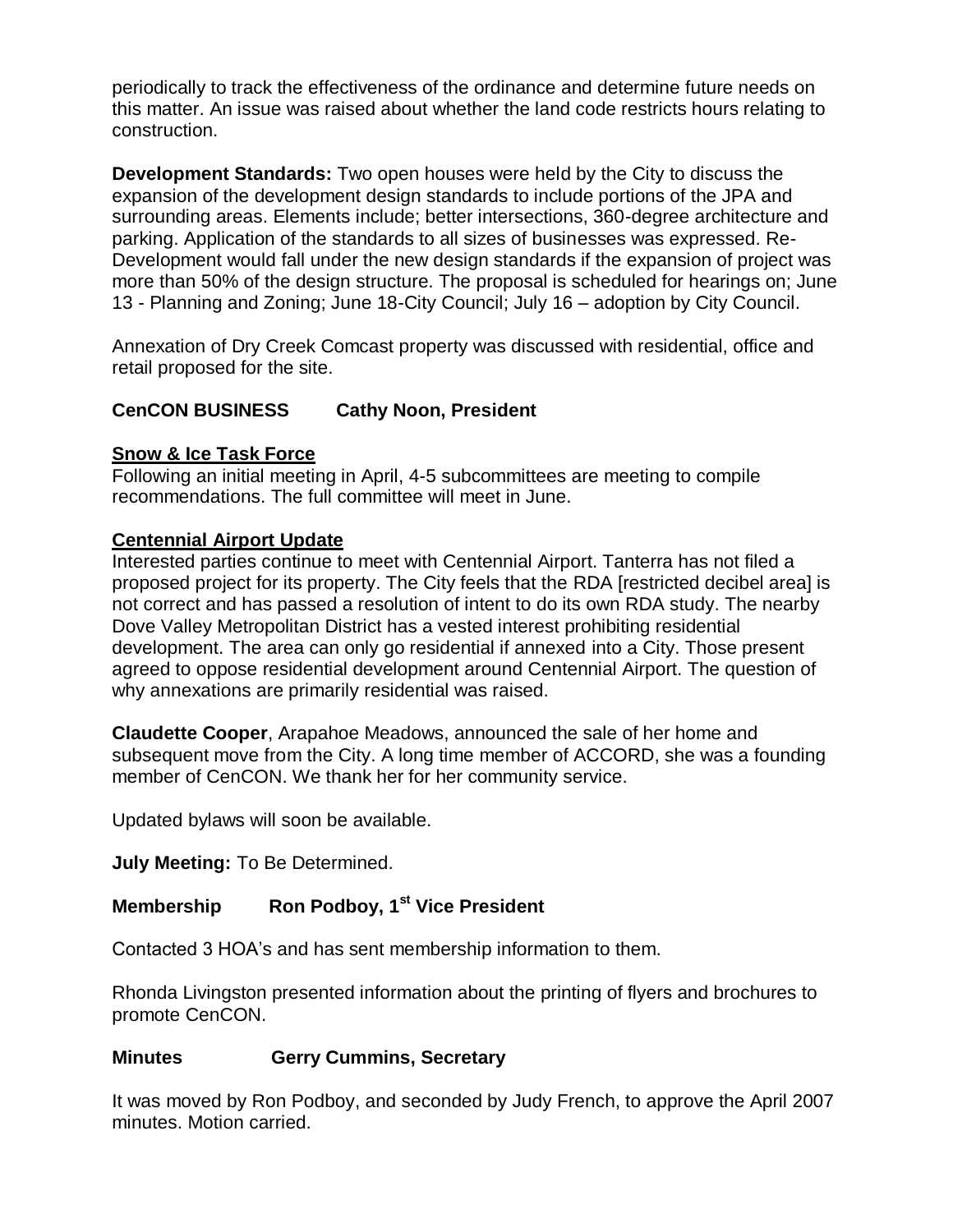periodically to track the effectiveness of the ordinance and determine future needs on this matter. An issue was raised about whether the land code restricts hours relating to construction.

**Development Standards:** Two open houses were held by the City to discuss the expansion of the development design standards to include portions of the JPA and surrounding areas. Elements include; better intersections, 360-degree architecture and parking. Application of the standards to all sizes of businesses was expressed. Re-Development would fall under the new design standards if the expansion of project was more than 50% of the design structure. The proposal is scheduled for hearings on; June 13 - Planning and Zoning; June 18-City Council; July 16 – adoption by City Council.

Annexation of Dry Creek Comcast property was discussed with residential, office and retail proposed for the site.

## CenCON BUSINESS Cathy Noon, President

### Snow & Ice Task Force

Following an initial meeting in April, 4-5 subcommittees are meeting to compile recommendations. The full committee will meet in June.

### Centennial Airport Update

Interested parties continue to meet with Centennial Airport. Tanterra has not filed a proposed project for its property. The City feels that the RDA [restricted decibel area] is not correct and has passed a resolution of intent to do its own RDA study. The nearby Dove Valley Metropolitan District has a vested interest prohibiting residential development. The area can only go residential if annexed into a City. Those present agreed to oppose residential development around Centennial Airport. The question of why annexations are primarily residential was raised.

**Claudette Cooper**, Arapahoe Meadows, announced the sale of her home and subsequent move from the City. A long time member of ACCORD, she was a founding member of CenCON. We thank her for her community service.

Updated bylaws will soon be available.

**July Meeting:** To Be Determined.

## Membership Ron Podboy, 1st Vice President

Contacted 3 HOA's and has sent membership information to them.

Rhonda Livingston presented information about the printing of flyers and brochures to promote CenCON.

## Minutes Gerry Cummins, Secretary

It was moved by Ron Podboy, and seconded by Judy French, to approve the April 2007 minutes. Motion carried.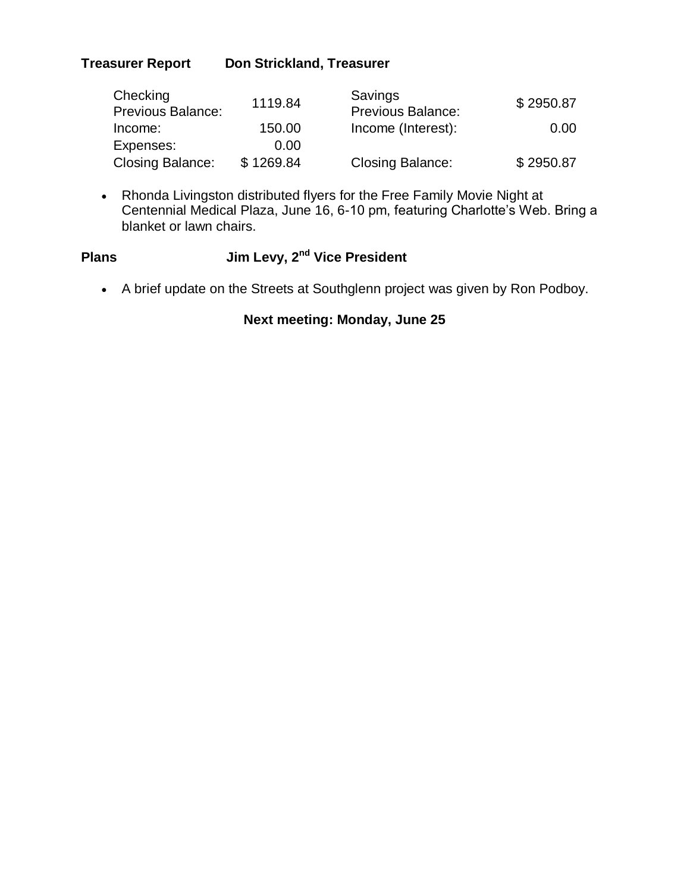**Treasurer Report    Don Strickland, Treasurer**

| | | | |
|---|---|---|---|
| Checking Previous Balance: | 1119.84 | Savings Previous Balance: | $ 2950.87 |
| Income: | 150.00 | Income (Interest): | 0.00 |
| Expenses: | 0.00 | | |
| Closing Balance: | $ 1269.84 | Closing Balance: | $ 2950.87 |

- Rhonda Livingston distributed flyers for the Free Family Movie Night at Centennial Medical Plaza, June 16, 6-10 pm, featuring Charlotte's Web. Bring a blanket or lawn chairs.

**Plans    Jim Levy, 2nd Vice President**

- A brief update on the Streets at Southglenn project was given by Ron Podboy.

**Next meeting: Monday, June 25**